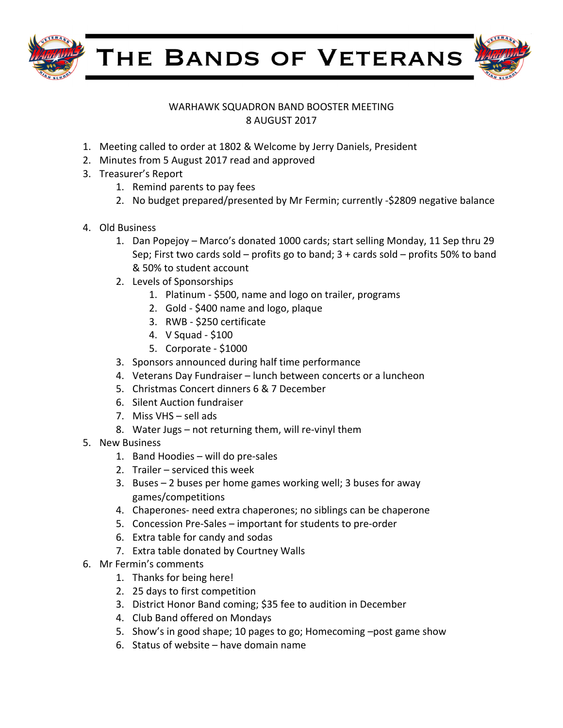# The Bands of Veterans

WARHAWK SQUADRON BAND BOOSTER MEETING
8 AUGUST 2017

1. Meeting called to order at 1802 & Welcome by Jerry Daniels, President
2. Minutes from 5 August 2017 read and approved
3. Treasurer's Report
    1. Remind parents to pay fees
    2. No budget prepared/presented by Mr Fermin; currently -$2809 negative balance

4. Old Business
    1. Dan Popejoy – Marco's donated 1000 cards; start selling Monday, 11 Sep thru 29 Sep; First two cards sold – profits go to band; 3 + cards sold – profits 50% to band & 50% to student account
    2. Levels of Sponsorships
        1. Platinum - $500, name and logo on trailer, programs
        2. Gold - $400 name and logo, plaque
        3. RWB - $250 certificate
        4. V Squad - $100
        5. Corporate - $1000
    3. Sponsors announced during half time performance
    4. Veterans Day Fundraiser – lunch between concerts or a luncheon
    5. Christmas Concert dinners 6 & 7 December
    6. Silent Auction fundraiser
    7. Miss VHS – sell ads
    8. Water Jugs – not returning them, will re-vinyl them
5. New Business
    1. Band Hoodies – will do pre-sales
    2. Trailer – serviced this week
    3. Buses – 2 buses per home games working well; 3 buses for away games/competitions
    4. Chaperones- need extra chaperones; no siblings can be chaperone
    5. Concession Pre-Sales – important for students to pre-order
    6. Extra table for candy and sodas
    7. Extra table donated by Courtney Walls
6. Mr Fermin's comments
    1. Thanks for being here!
    2. 25 days to first competition
    3. District Honor Band coming; $35 fee to audition in December
    4. Club Band offered on Mondays
    5. Show's in good shape; 10 pages to go; Homecoming –post game show
    6. Status of website – have domain name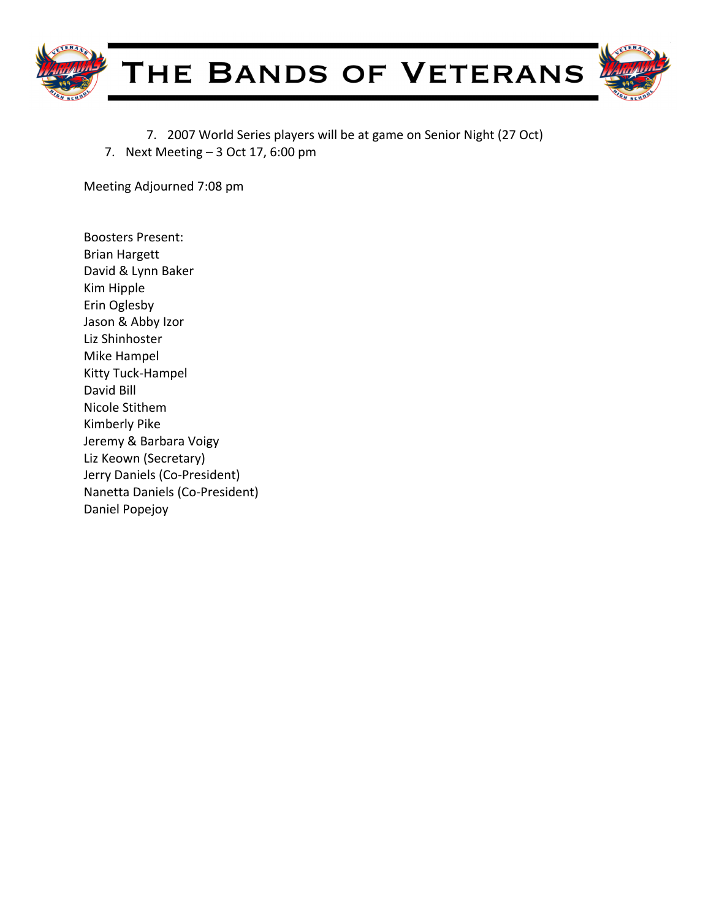7. 2007 World Series players will be at game on Senior Night (27 Oct)

7. Next Meeting – 3 Oct 17, 6:00 pm

Meeting Adjourned 7:08 pm

Boosters Present:
Brian Hargett
David & Lynn Baker
Kim Hipple
Erin Oglesby
Jason & Abby Izor
Liz Shinhoster
Mike Hampel
Kitty Tuck-Hampel
David Bill
Nicole Stithem
Kimberly Pike
Jeremy & Barbara Voigy
Liz Keown (Secretary)
Jerry Daniels (Co-President)
Nanetta Daniels (Co-President)
Daniel Popejoy